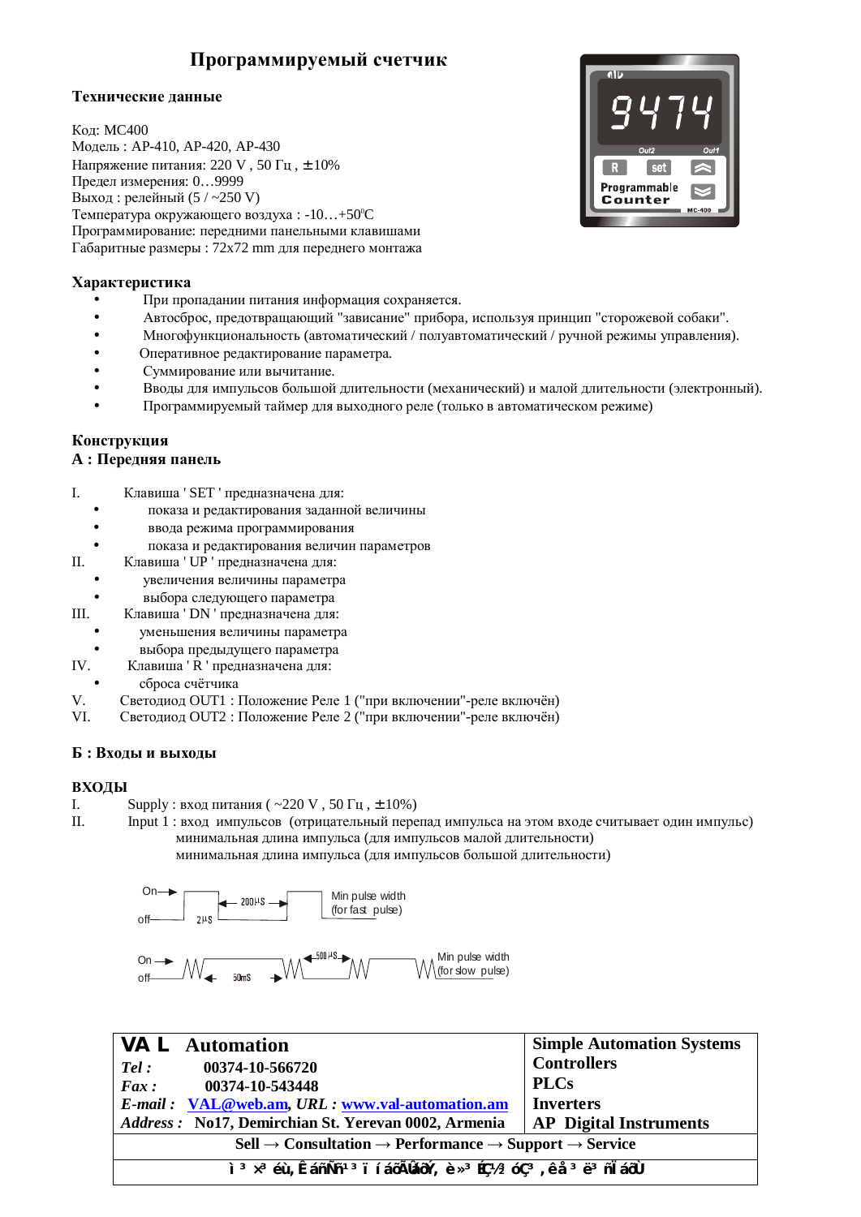# Программируемый счетчик

## Технические данные

Код: MC400
Модель : AP-410, AP-420, AP-430
Напряжение питания: 220 V , 50 Гц , ±10%
Предел измерения: 0…9999
Выход : релейный (5 / ~250 V)
Температура окружающего воздуха : -10…+50°C
Программирование: передними панельными клавишами
Габаритные размеры : 72x72 mm для переднего монтажа

## Характеристика

- При пропадании питания информация сохраняется.
- Автосброс, предотвращающий "зависание" прибора, используя принцип "сторожевой собаки".
- Многофункциональность (автоматический / полуавтоматический / ручной режимы управления).
- Оперативное редактирование параметра.
- Суммирование или вычитание.
- Вводы для импульсов большой длительности (механический) и малой длительности (электронный).
- Программируемый таймер для выходного реле (только в автоматическом режиме)

## Конструкция

### А : Передняя панель

I. Клавиша ' SET ' предназначена для:
- показа и редактирования заданной величины
- ввода режима программирования
- показа и редактирования величин параметров

II. Клавиша ' UP ' предназначена для:
- увеличения величины параметра
- выбора следующего параметра

III. Клавиша ' DN ' предназначена для:
- уменьшения величины параметра
- выбора предыдущего параметра

IV. Клавиша ' R ' предназначена для:
- сброса счётчика

V. Светодиод OUT1 : Положение Реле 1 ("при включении"-реле включён)
VI. Светодиод OUT2 : Положение Реле 2 ("при включении"-реле включён)

### Б : Входы и выходы

**ВХОДЫ**

I. Supply : вход питания ( ~220 V , 50 Гц , ±10%)
II. Input 1 : вход импульсов (отрицательный перепад импульса на этом входе считывает один импульс)
минимальная длина импульса (для импульсов малой длительности)
минимальная длина импульса (для импульсов большой длительности)

On / off — 2µS — 200µS — Min pulse width (for fast pulse)

On / off — 50mS — 500µS — Min pulse width (for slow pulse)

| **VA L Automation** | **Simple Automation Systems** |
|---|---|
| ***Tel :*** **00374-10-566720** | **Controllers** |
| ***Fax :*** **00374-10-543448** | **PLCs** |
| ***E-mail :*** **VAL@web.am**, ***URL :*** **www.val-automation.am** | **Inverters** |
| ***Address :*** **No17, Demirchian St. Yerevan 0002, Armenia** | **AP Digital Instruments** |
| **Sell → Consultation → Performance → Support → Service** | |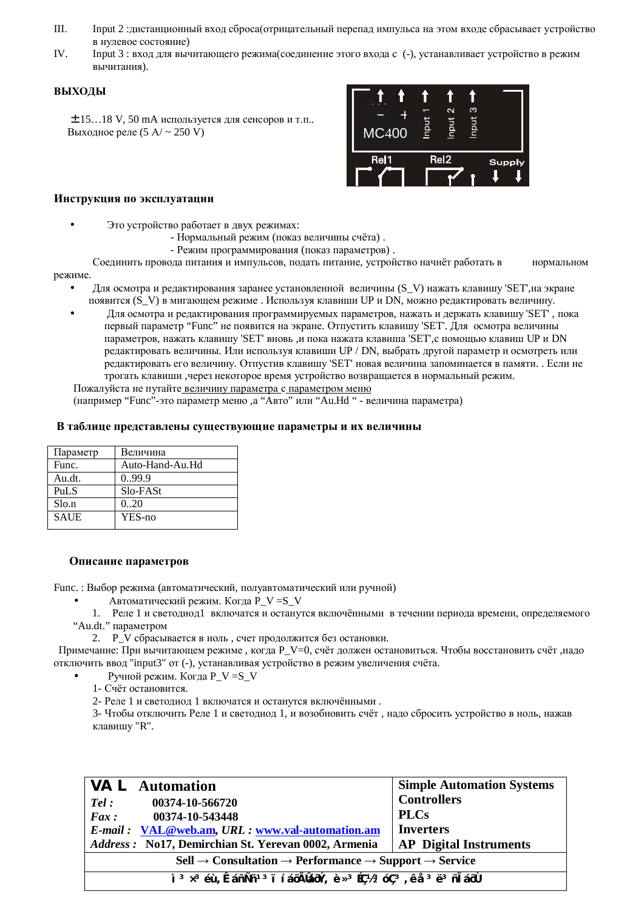III. Input 2 :дистанционный вход сброса(отрицательный перепад импульса на этом входе сбрасывает устройство в нулевое состояние)

IV. Input 3 : вход для вычитающего режима(соединение этого входа с (-), устанавливает устройство в режим вычитания).

**ВЫХОДЫ**

±15…18 V, 50 mA используется для сенсоров и т.п..
Выходное реле (5 A/ ~ 250 V)

**Инструкция по эксплуатации**

- Это устройство работает в двух режимах:
  - Нормальный режим (показ величины счёта) .
  - Режим программирования (показ параметров) .

Соединить провода питания и импульсов, подать питание, устройство начнёт работать в нормальном режиме.

- Для осмотра и редактирования заранее установленной величины (S_V) нажать клавишу 'SET',на экране появится (S_V) в мигающем режиме . Используя клавиши UP и DN, можно редактировать величину.
- Для осмотра и редактирования программируемых параметров, нажать и держать клавишу 'SET' , пока первый параметр “Func” не появится на экране. Отпустить клавишу 'SET'. Для осмотра величины параметров, нажать клавишу 'SET' вновь ,и пока нажата клавиша 'SET',с помощью клавиш UP и DN редактировать величину. Или используя клавиши UP / DN, выбрать другой параметр и осмотреть или редактировать его величину. Отпустив клавишу 'SET' новая величина запоминается в памяти. . Если не трогать клавиши ,через некоторое время устройство возвращается в нормальный режим.

Пожалуйста не путайте величину параметра с параметром меню
(например “Func”-это параметр меню ,а “Авто” или “Au.Hd “ - величина параметра)

**В таблице представлены существующие параметры и их величины**

| Параметр | Величина |
|---|---|
| Func. | Auto-Hand-Au.Hd |
| Au.dt. | 0..99.9 |
| PuLS | Slo-FASt |
| Slo.n | 0..20 |
| SAUE | YES-no |

**Описание параметров**

Func. : Выбор режима (автоматический, полуавтоматический или ручной)

- Автоматический режим. Когда P_V =S_V
  1. Реле 1 и светодиод1 включатся и останутся включёнными в течении периода времени, определяемого “Au.dt.” параметром
  2. P_V сбрасывается в ноль , счет продолжится без остановки.

Примечание: При вычитающем режиме , когда P_V=0, счёт должен остановиться. Чтобы восстановить счёт ,надо отключить ввод "input3" от (-), устанавливая устройство в режим увеличения счёта.

- Ручной режим. Когда P_V =S_V
  1- Счёт остановится.
  2- Реле 1 и светодиод 1 включатся и останутся включёнными .
  3- Чтобы отключить Реле 1 и светодиод 1, и возобновить счёт , надо сбросить устройство в ноль, нажав клавишу "R".

| **VA L Automation**<br>***Tel :*** **00374-10-566720**<br>***Fax :*** **00374-10-543448**<br>***E-mail :*** **VAL@web.am**, ***URL :*** **www.val-automation.am**<br>***Address :*** **No17, Demirchian St. Yerevan 0002, Armenia** | **Simple Automation Systems**<br>**Controllers**<br>**PLCs**<br>**Inverters**<br>**AP Digital Instruments** |
|---|---|
| **Sell → Consultation → Performance → Support → Service** | |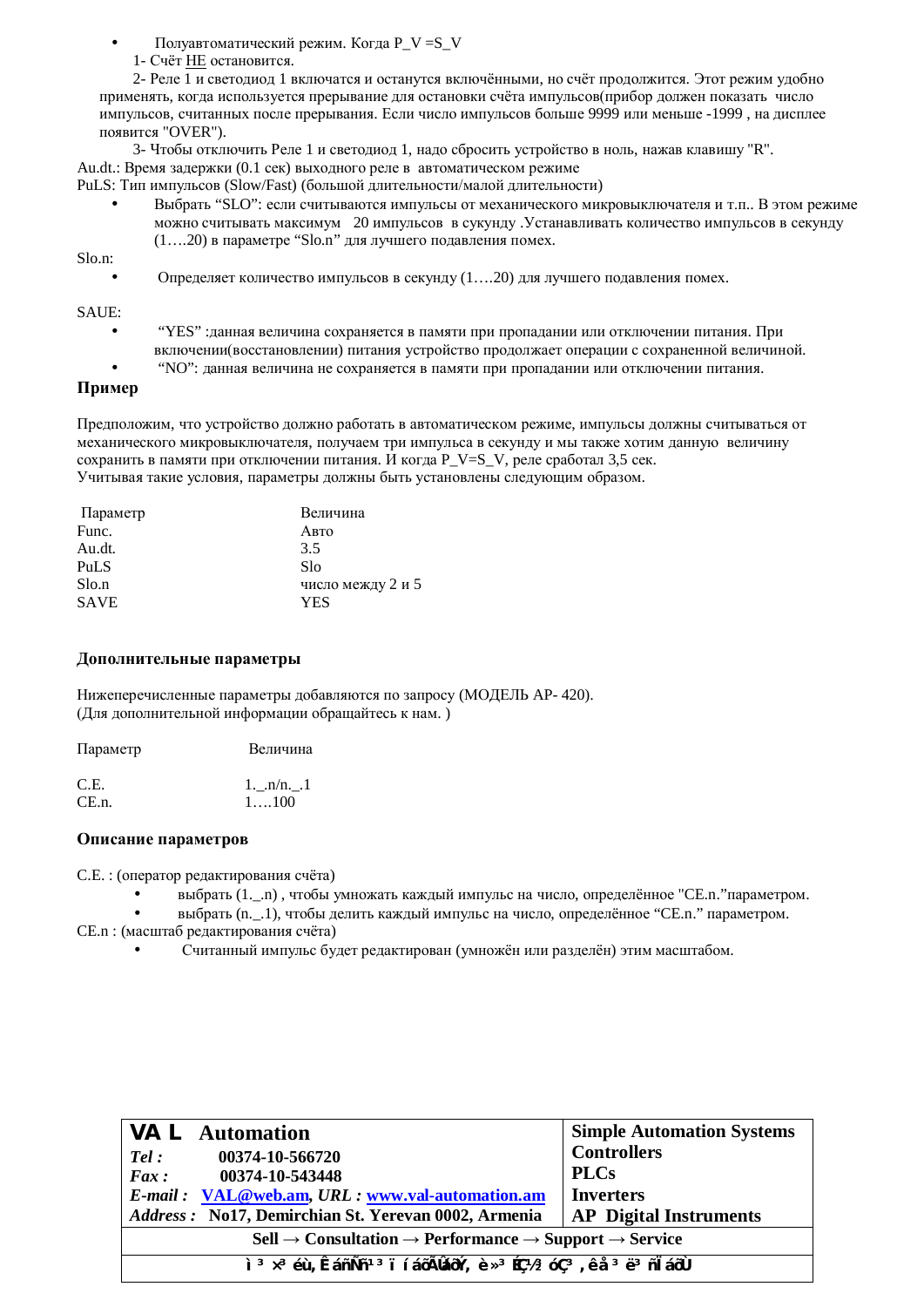- Полуавтоматический режим. Когда P_V =S_V

  1- Счёт НЕ остановится.

  2- Реле 1 и светодиод 1 включатся и останутся включёнными, но счёт продолжится. Этот режим удобно применять, когда используется прерывание для остановки счёта импульсов(прибор должен показать число импульсов, считанных после прерывания. Если число импульсов больше 9999 или меньше -1999 , на дисплее появится "OVER").

  3- Чтобы отключить Реле 1 и светодиод 1, надо сбросить устройство в ноль, нажав клавишу "R".

Au.dt.: Время задержки (0.1 сек) выходного реле в автоматическом режиме

PuLS: Тип импульсов (Slow/Fast) (большой длительности/малой длительности)

- Выбрать "SLO": если считываются импульсы от механического микровыключателя и т.п.. В этом режиме можно считывать максимум 20 импульсов в сукунду .Устанавливать количество импульсов в секунду (1….20) в параметре "Slo.n" для лучшего подавления помех.

Slo.n:

- Определяет количество импульсов в секунду (1….20) для лучшего подавления помех.

SAUE:

- "YES" :данная величина сохраняется в памяти при пропадании или отключении питания. При включении(восстановлении) питания устройство продолжает операции с сохраненной величиной.
- "NO": данная величина не сохраняется в памяти при пропадании или отключении питания.

**Пример**

Предположим, что устройство должно работать в автоматическом режиме, импульсы должны считываться от механического микровыключателя, получаем три импульса в секунду и мы также хотим данную величину сохранить в памяти при отключении питания. И когда P_V=S_V, реле сработал 3,5 сек.
Учитывая такие условия, параметры должны быть установлены следующим образом.

| Параметр | Величина |
|---|---|
| Func. | Авто |
| Au.dt. | 3.5 |
| PuLS | Slo |
| Slo.n | число между 2 и 5 |
| SAVE | YES |

**Дополнительные параметры**

Нижеперечисленные параметры добавляются по запросу (МОДЕЛЬ AP- 420).
(Для дополнительной информации обращайтесь к нам. )

| Параметр | Величина |
|---|---|
| C.E. | 1._.n/n._.1 |
| CE.n. | 1….100 |

**Описание параметров**

C.E. : (оператор редактирования счёта)

- выбрать (1._.n) , чтобы умножать каждый импульс на число, определённое "CE.n."параметром.
- выбрать (n._.1), чтобы делить каждый импульс на число, определённое "CE.n." параметром.

CE.n : (масштаб редактирования счёта)

- Считанный импульс будет редактирован (умножён или разделён) этим масштабом.

| | |
|---|---|
| **VAL Automation**<br>***Tel :*** **00374-10-566720**<br>***Fax :*** **00374-10-543448**<br>***E-mail :*** **VAL@web.am**, ***URL :*** **www.val-automation.am**<br>***Address :*** **No17, Demirchian St. Yerevan 0002, Armenia** | **Simple Automation Systems**<br>**Controllers**<br>**PLCs**<br>**Inverters**<br>**AP Digital Instruments** |
| **Sell → Consultation → Performance → Support → Service** | |